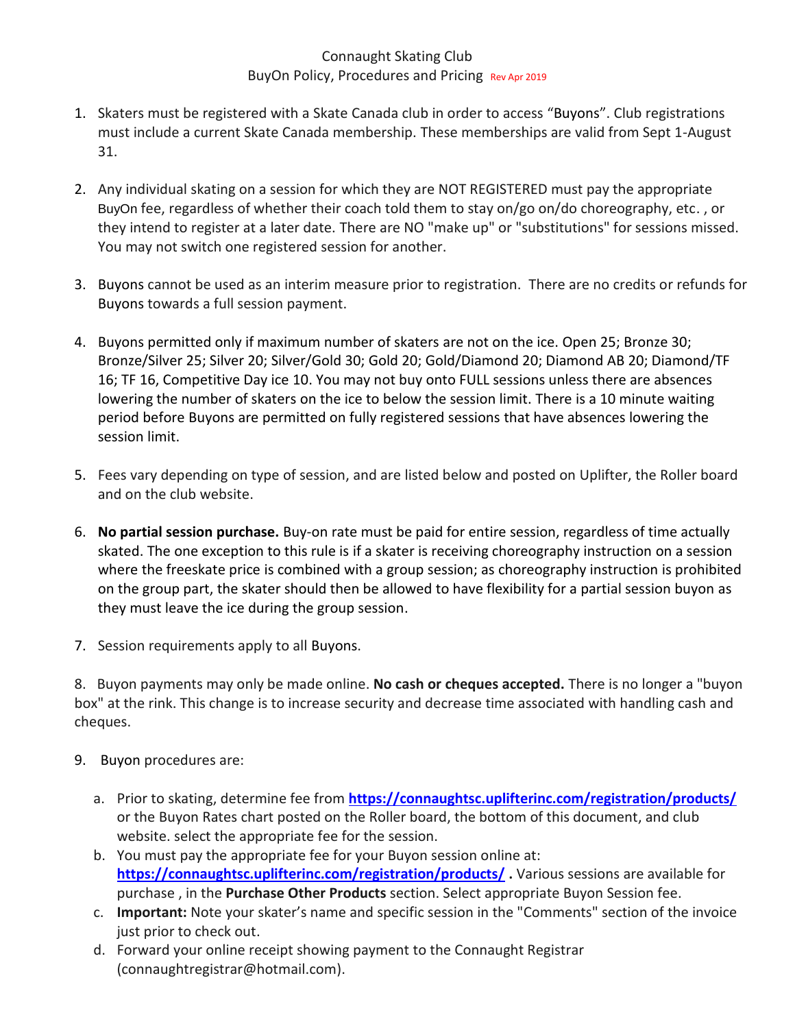# Connaught Skating Club

## BuyOn Policy, Procedures and Pricing Rev Apr 2019

1. Skaters must be registered with a Skate Canada club in order to access "Buyons". Club registrations must include a current Skate Canada membership. These memberships are valid from Sept 1-August 31.

2. Any individual skating on a session for which they are NOT REGISTERED must pay the appropriate BuyOn fee, regardless of whether their coach told them to stay on/go on/do choreography, etc. , or they intend to register at a later date. There are NO "make up" or "substitutions" for sessions missed. You may not switch one registered session for another.

3. Buyons cannot be used as an interim measure prior to registration. There are no credits or refunds for Buyons towards a full session payment.

4. Buyons permitted only if maximum number of skaters are not on the ice. Open 25; Bronze 30; Bronze/Silver 25; Silver 20; Silver/Gold 30; Gold 20; Gold/Diamond 20; Diamond AB 20; Diamond/TF 16; TF 16, Competitive Day ice 10. You may not buy onto FULL sessions unless there are absences lowering the number of skaters on the ice to below the session limit. There is a 10 minute waiting period before Buyons are permitted on fully registered sessions that have absences lowering the session limit.

5. Fees vary depending on type of session, and are listed below and posted on Uplifter, the Roller board and on the club website.

6. **No partial session purchase.** Buy-on rate must be paid for entire session, regardless of time actually skated. The one exception to this rule is if a skater is receiving choreography instruction on a session where the freeskate price is combined with a group session; as choreography instruction is prohibited on the group part, the skater should then be allowed to have flexibility for a partial session buyon as they must leave the ice during the group session.

7. Session requirements apply to all Buyons.

8. Buyon payments may only be made online. **No cash or cheques accepted.** There is no longer a "buyon box" at the rink. This change is to increase security and decrease time associated with handling cash and cheques.

9. Buyon procedures are:

    a. Prior to skating, determine fee from **https://connaughtsc.uplifterinc.com/registration/products/** or the Buyon Rates chart posted on the Roller board, the bottom of this document, and club website. select the appropriate fee for the session.

    b. You must pay the appropriate fee for your Buyon session online at: **https://connaughtsc.uplifterinc.com/registration/products/** **.** Various sessions are available for purchase , in the **Purchase Other Products** section. Select appropriate Buyon Session fee.

    c. **Important:** Note your skater's name and specific session in the "Comments" section of the invoice just prior to check out.

    d. Forward your online receipt showing payment to the Connaught Registrar (connaughtregistrar@hotmail.com).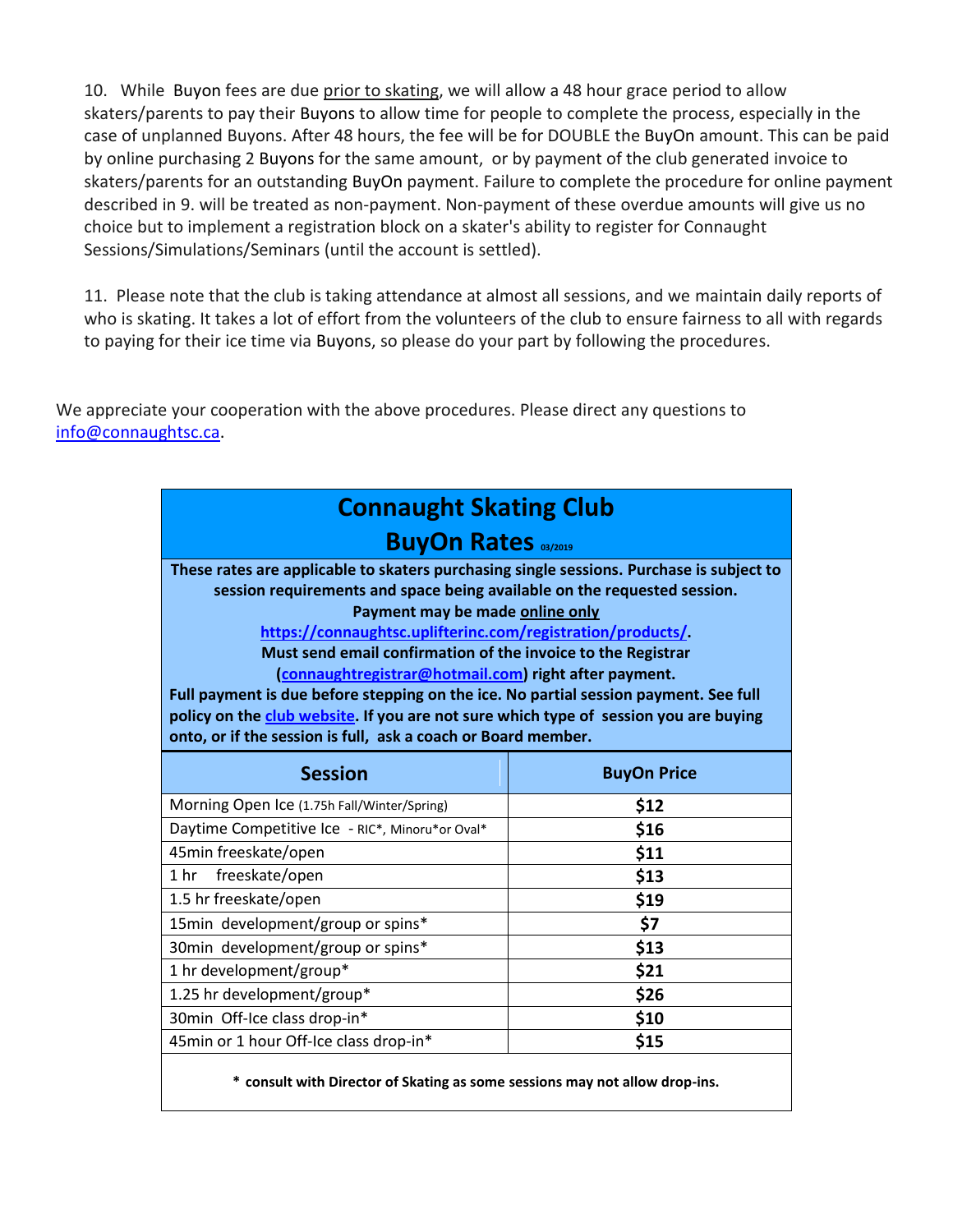10. While Buyon fees are due prior to skating, we will allow a 48 hour grace period to allow skaters/parents to pay their Buyons to allow time for people to complete the process, especially in the case of unplanned Buyons. After 48 hours, the fee will be for DOUBLE the BuyOn amount. This can be paid by online purchasing 2 Buyons for the same amount, or by payment of the club generated invoice to skaters/parents for an outstanding BuyOn payment. Failure to complete the procedure for online payment described in 9. will be treated as non-payment. Non-payment of these overdue amounts will give us no choice but to implement a registration block on a skater's ability to register for Connaught Sessions/Simulations/Seminars (until the account is settled).

11. Please note that the club is taking attendance at almost all sessions, and we maintain daily reports of who is skating. It takes a lot of effort from the volunteers of the club to ensure fairness to all with regards to paying for their ice time via Buyons, so please do your part by following the procedures.

We appreciate your cooperation with the above procedures. Please direct any questions to [info@connaughtsc.ca](mailto:info@connaughtsc.ca).

## Connaught Skating Club

## BuyOn Rates 03/2019

**These rates are applicable to skaters purchasing single sessions. Purchase is subject to session requirements and space being available on the requested session.**

**Payment may be made online only**

**https://connaughtsc.uplifterinc.com/registration/products/.**

**Must send email confirmation of the invoice to the Registrar (connaughtregistrar@hotmail.com) right after payment.**

**Full payment is due before stepping on the ice. No partial session payment. See full policy on the club website. If you are not sure which type of session you are buying onto, or if the session is full, ask a coach or Board member.**

| Session | BuyOn Price |
|---|---|
| Morning Open Ice (1.75h Fall/Winter/Spring) | **$12** |
| Daytime Competitive Ice - RIC*, Minoru*or Oval* | **$16** |
| 45min freeskate/open | **$11** |
| 1 hr freeskate/open | **$13** |
| 1.5 hr freeskate/open | **$19** |
| 15min development/group or spins* | **$7** |
| 30min development/group or spins* | **$13** |
| 1 hr development/group* | **$21** |
| 1.25 hr development/group* | **$26** |
| 30min Off-Ice class drop-in* | **$10** |
| 45min or 1 hour Off-Ice class drop-in* | **$15** |

**\* consult with Director of Skating as some sessions may not allow drop-ins.**